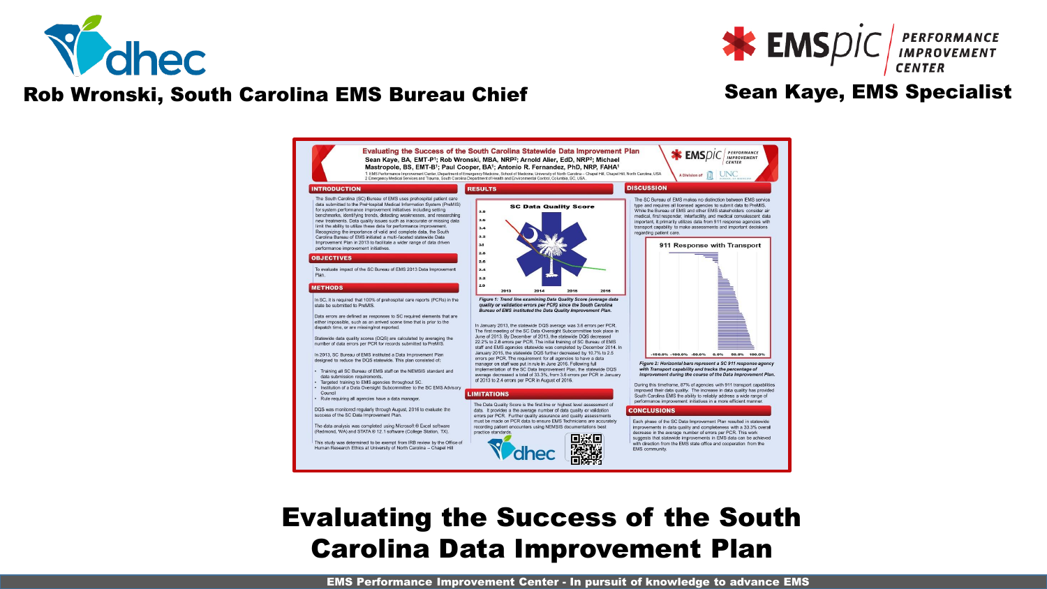Rob Wronski, South Carolina EMS Bureau Chief

Sean Kaye, EMS Specialist

## Evaluating the Success of the South Carolina Statewide Data Improvement Plan

Sean Kaye, BA, EMT-P[1]; Rob Wronski, MBA, NRP[2]; Arnold Alier, EdD, NRP[2]; Michael Mastropole, BS, EMT-B[1]; Paul Cooper, BA[1]; Antonio R. Fernandez, PhD, NRP, FAHA[1]

1 EMS Performance Improvement Center, Department of Emergency Medicine, School of Medicine, University of North Carolina – Chapel Hill, Chapel Hill, North Carolina, USA
2 Emergency Medical Services and Trauma, South Carolina Department of Health and Environmental Control, Columbia, SC, USA.

### INTRODUCTION

The South Carolina (SC) Bureau of EMS uses prehospital patient care data submitted to the Pre-hospital Medical Information System (PreMIS) for system performance improvement initiatives including setting benchmarks, identifying trends, detecting weaknesses, and researching new treatments. Data quality issues such as inaccurate or missing data limit the ability to utilize these data for performance improvement. Recognizing the importance of valid and complete data, the South Carolina Bureau of EMS initiated a multi-faceted statewide Data Improvement Plan in 2013 to facilitate a wider range of data driven performance improvement initiatives.

### OBJECTIVES

To evaluate impact of the SC Bureau of EMS 2013 Data Improvement Plan.

### METHODS

In SC, it is required that 100% of prehospital care reports (PCRs) in the state be submitted to PreMIS.

Data errors are defined as responses to SC required elements that are either impossible, such as an arrived scene time that is prior to the dispatch time, or are missing/not reported.

Statewide data quality scores (DQS) are calculated by averaging the number of data errors per PCR for records submitted to PreMIS.

In 2013, SC Bureau of EMS instituted a Data Improvement Plan designed to reduce the DQS statewide. This plan consisted of:

- Training all SC Bureau of EMS staff on the NEMSIS standard and data submission requirements.
- Targeted training to EMS agencies throughout SC.
- Institution of a Data Oversight Subcommittee to the SC EMS Advisory Council
- Rule requiring all agencies have a data manager.

DQS was monitored regularly through August, 2016 to evaluate the success of the SC Data Improvement Plan.

The data analysis was completed using Microsoft ® Excel software (Redmond, WA) and STATA ® 12.1 software (College Station, TX).

This study was determined to be exempt from IRB review by the Office of Human Research Ethics at University of North Carolina – Chapel Hill

### RESULTS

*Figure 1: Trend line examining Data Quality Score (average data quality or validation errors per PCR) since the South Carolina Bureau of EMS instituted the Data Quality Improvement Plan.*

In January 2013, the statewide DQS average was 3.6 errors per PCR. The first meeting of the SC Data Oversight Subcommittee took place in June of 2013. By December of 2013, the statewide DQS decreased 22.2% to 2.8 errors per PCR. The initial training of SC Bureau of EMS staff and EMS agencies statewide was completed by December 2014. In January 2015, the statewide DQS further decreased by 10.7% to 2.5 errors per PCR. The requirement for all agencies to have a data manager on staff was put in rule in June 2016. Following full implementation of the SC Data Improvement Plan, the statewide DQS average decreased a total of 33.3%, from 3.6 errors per PCR in January of 2013 to 2.4 errors per PCR in August of 2016.

### LIMITATIONS

The Data Quality Score is the first line or highest level assessment of data. It provides a the average number of data quality or validation errors per PCR. Further quality assurance and quality assessments must be made on PCR data to ensure EMS Technicians are accurately recording patient encounters using NEMSIS documentations best practice standards.

### DISCUSSION

The SC Bureau of EMS makes no distinction between EMS service type and requires all licensed agencies to submit data to PreMIS. While the Bureau of EMS and other EMS stakeholders consider air medical, first responder, interfacility, and medical convalescent data important, it primarily utilizes data from 911 response agencies with transport capability to make assessments and important decisions regarding patient care.

*Figure 2: Horizontal bars represent a SC 911 response agency with Transport capability and tracks the percentage of improvement during the course of the Data Improvement Plan.*

During this timeframe, 87% of agencies with 911 transport capabilities improved their data quality. The increase in data quality has provided South Carolina EMS the ability to reliably address a wide range of performance improvement initiatives in a more efficient manner.

### CONCLUSIONS

Each phase of the SC Data Improvement Plan resulted in statewide improvements in data quality and completeness with a 33.3% overall decrease in the average number of errors per PCR. This work suggests that statewide improvements in EMS data can be achieved with direction from the EMS state office and cooperation from the EMS community.

# Evaluating the Success of the South Carolina Data Improvement Plan

EMS Performance Improvement Center - In pursuit of knowledge to advance EMS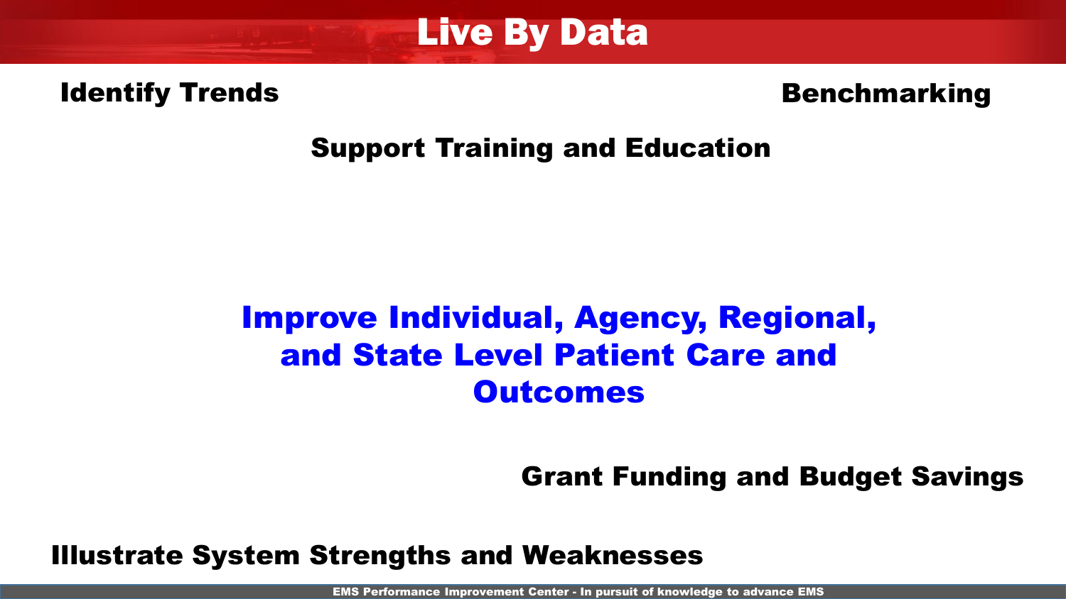# Live By Data

**Identify Trends**

**Benchmarking**

**Support Training and Education**

**Improve Individual, Agency, Regional, and State Level Patient Care and Outcomes**

**Grant Funding and Budget Savings**

**Illustrate System Strengths and Weaknesses**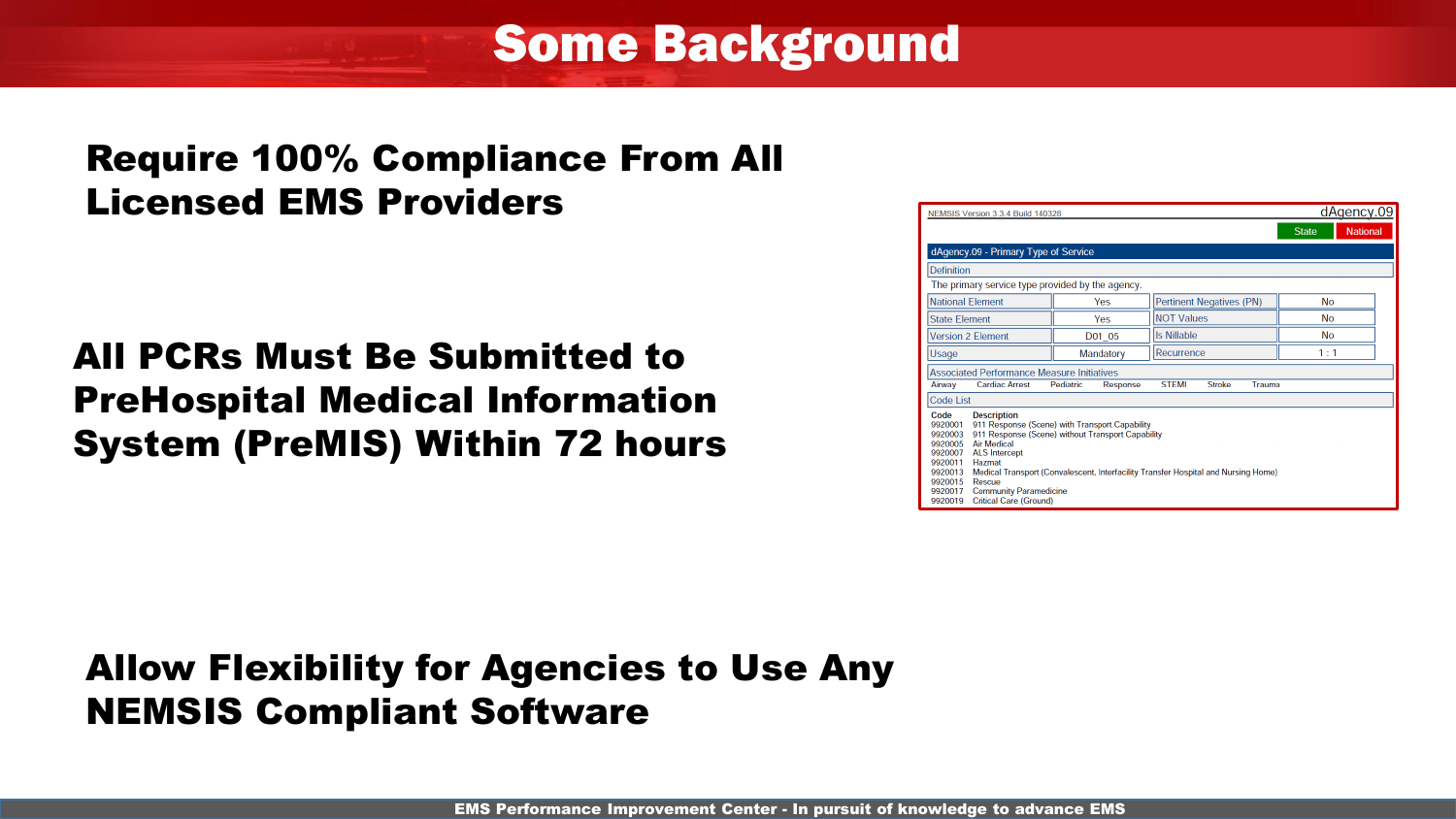# Some Background

**Require 100% Compliance From All Licensed EMS Providers**

**All PCRs Must Be Submitted to PreHospital Medical Information System (PreMIS) Within 72 hours**

NEMSIS Version 3.3.4 Build 140328 — dAgency.09

State | National

**dAgency.09 - Primary Type of Service**

**Definition**

The primary service type provided by the agency.

| National Element | Yes | Pertinent Negatives (PN) | No |
|---|---|---|---|
| State Element | Yes | NOT Values | No |
| Version 2 Element | D01_05 | Is Nillable | No |
| Usage | Mandatory | Recurrence | 1 : 1 |

**Associated Performance Measure Initiatives**

Airway, Cardiac Arrest, Pediatric, Response, STEMI, Stroke, Trauma

**Code List**

| Code | Description |
|---|---|
| 9920001 | 911 Response (Scene) with Transport Capability |
| 9920003 | 911 Response (Scene) without Transport Capability |
| 9920005 | Air Medical |
| 9920007 | ALS Intercept |
| 9920011 | Hazmat |
| 9920013 | Medical Transport (Convalescent, Interfacility Transfer Hospital and Nursing Home) |
| 9920015 | Rescue |
| 9920017 | Community Paramedicine |
| 9920019 | Critical Care (Ground) |

**Allow Flexibility for Agencies to Use Any NEMSIS Compliant Software**

EMS Performance Improvement Center - In pursuit of knowledge to advance EMS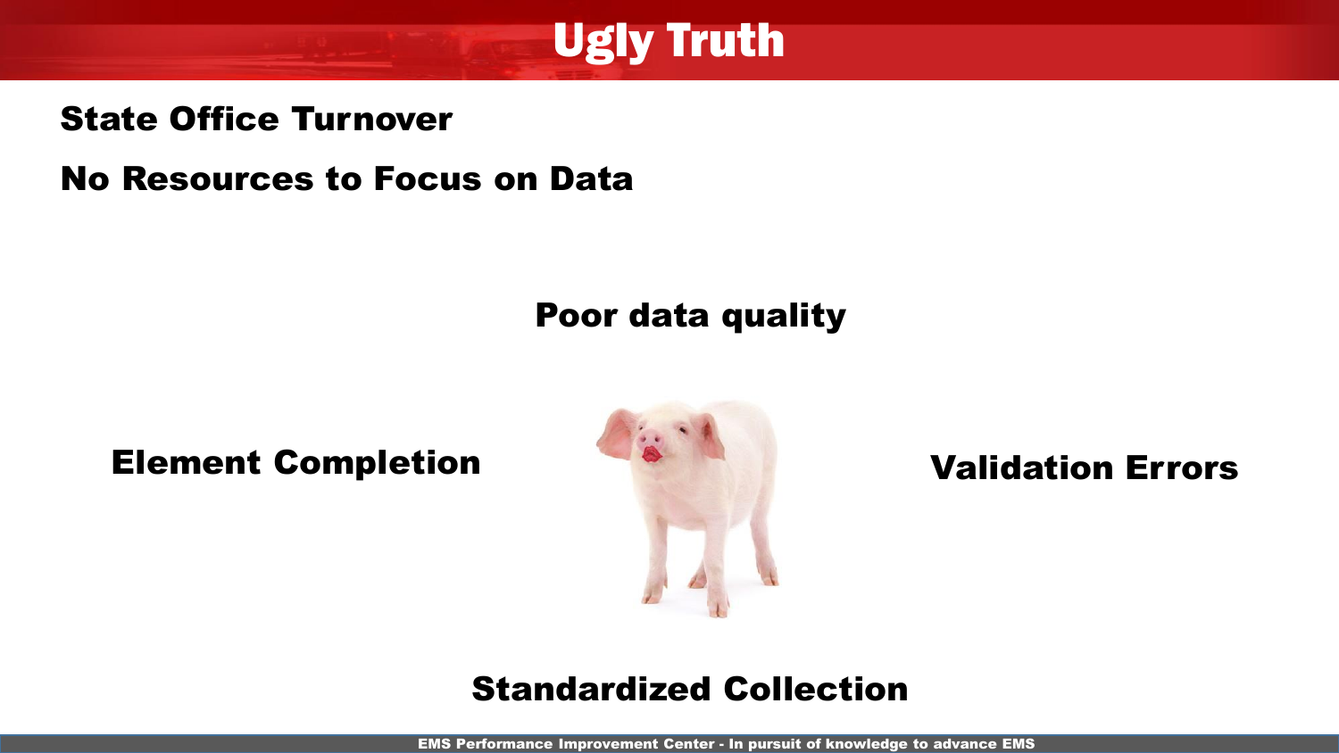# Ugly Truth

**State Office Turnover**

**No Resources to Focus on Data**

**Poor data quality**

**Element Completion**

**Validation Errors**

**Standardized Collection**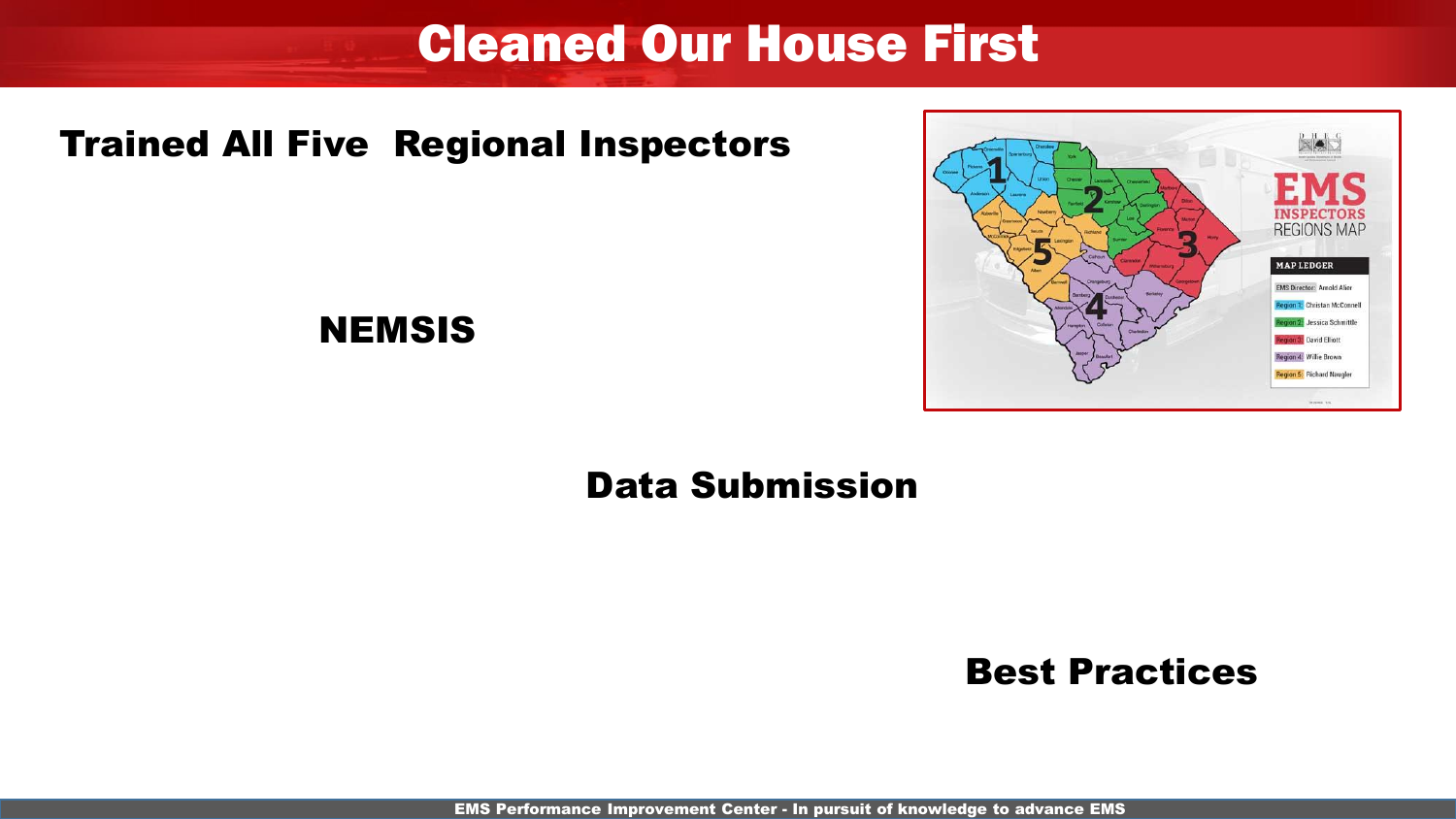# Cleaned Our House First

## Trained All Five Regional Inspectors

## NEMSIS

## Data Submission

## Best Practices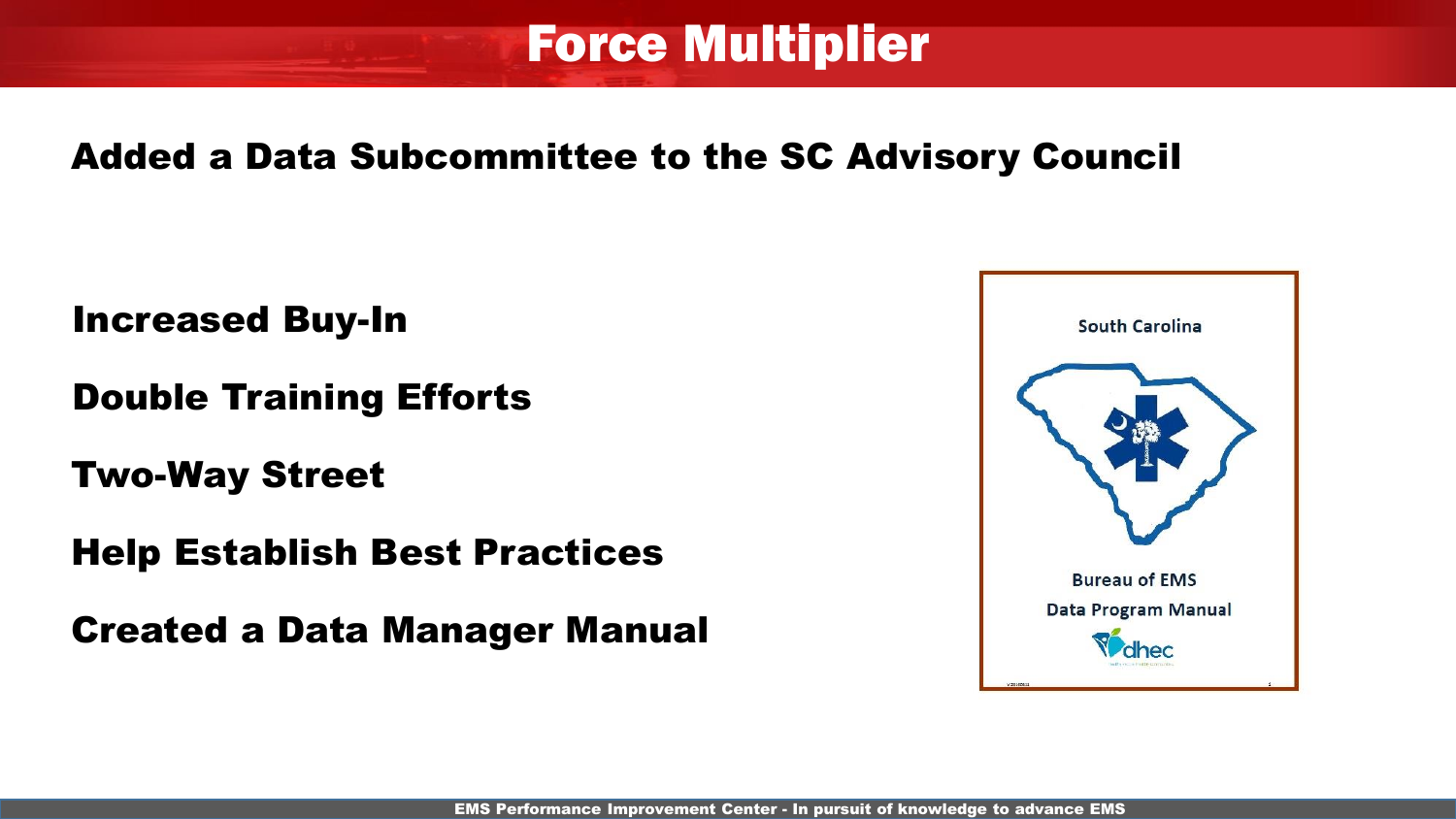# Force Multiplier

**Added a Data Subcommittee to the SC Advisory Council**

- **Increased Buy-In**
- **Double Training Efforts**
- **Two-Way Street**
- **Help Establish Best Practices**
- **Created a Data Manager Manual**

South Carolina

Bureau of EMS

Data Program Manual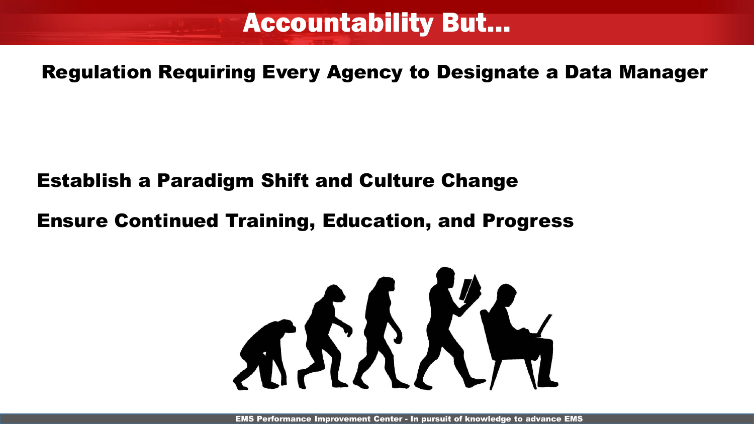# Accountability But...

**Regulation Requiring Every Agency to Designate a Data Manager**

**Establish a Paradigm Shift and Culture Change**

**Ensure Continued Training, Education, and Progress**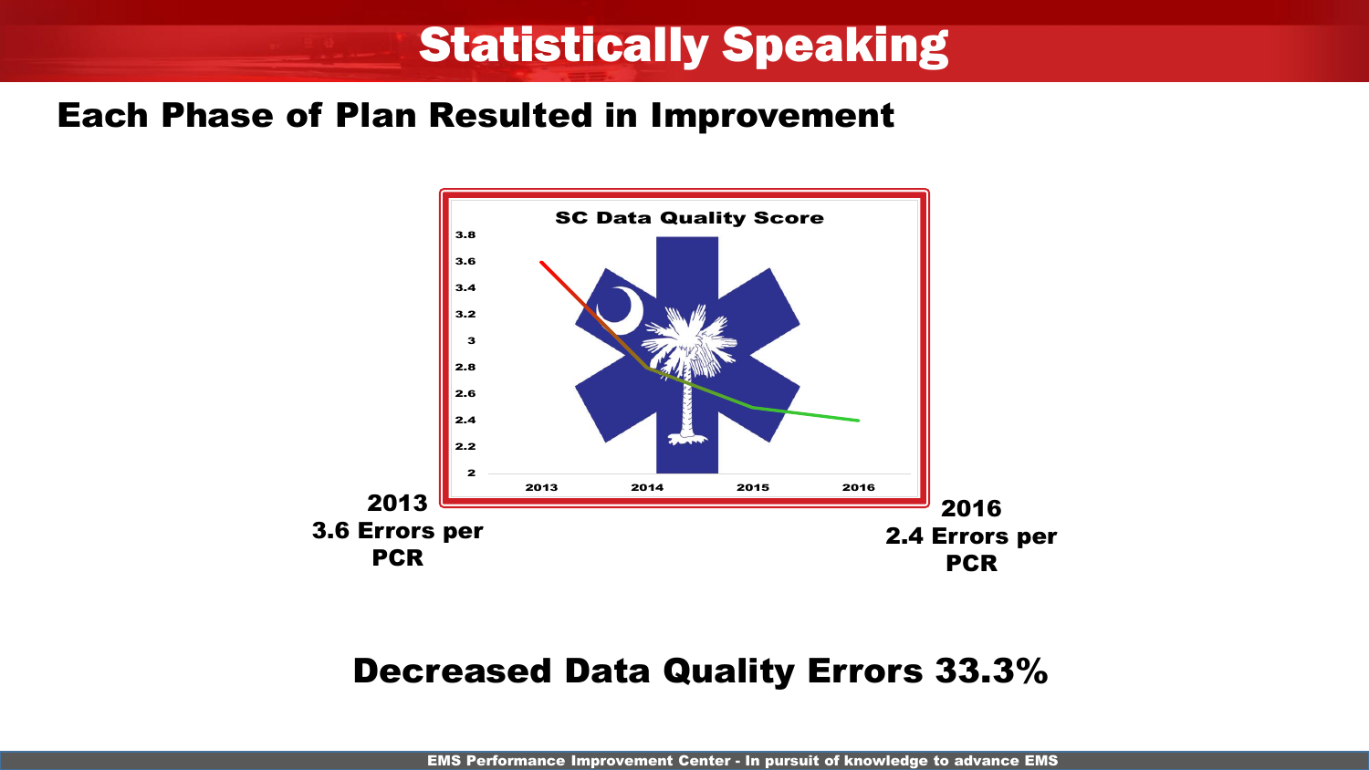# Statistically Speaking

## Each Phase of Plan Resulted in Improvement

**SC Data Quality Score**

**2013**
**3.6 Errors per PCR**

**2016**
**2.4 Errors per PCR**

**Decreased Data Quality Errors 33.3%**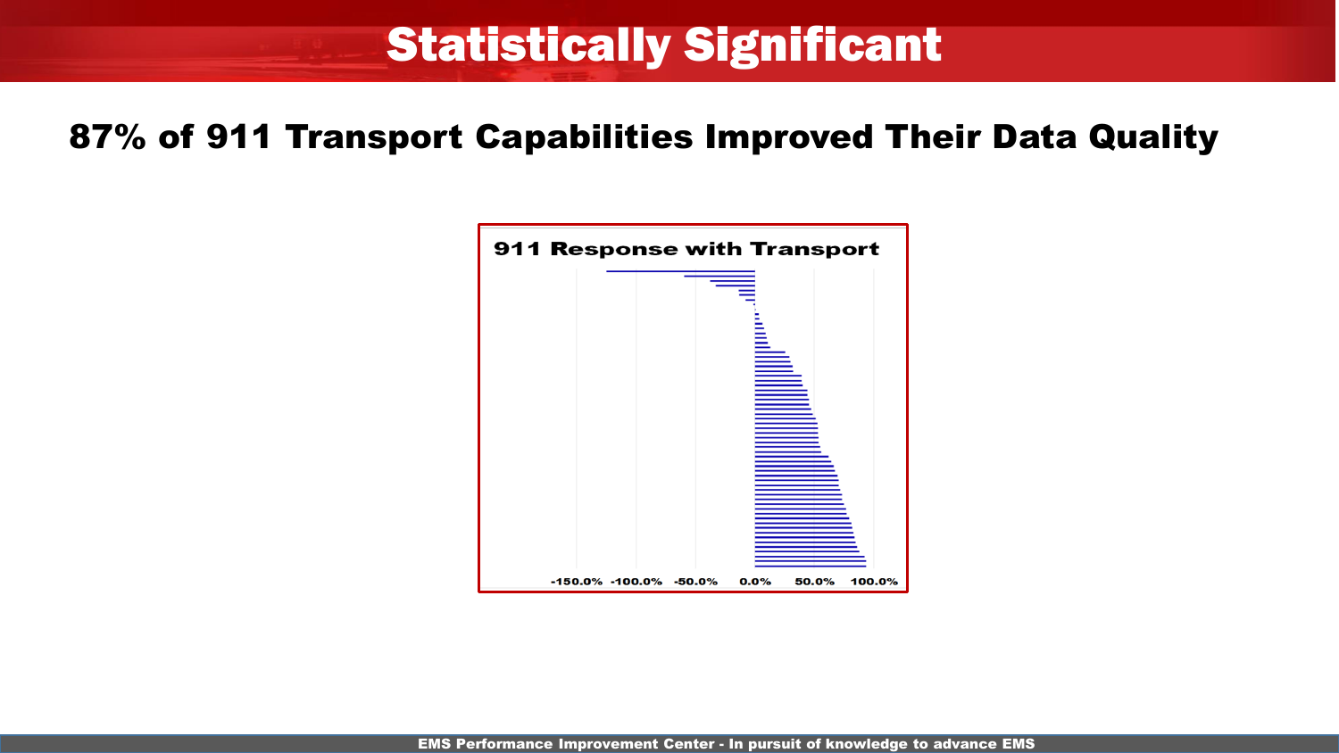# Statistically Significant

## 87% of 911 Transport Capabilities Improved Their Data Quality

911 Response with Transport

-150.0% -100.0% -50.0% 0.0% 50.0% 100.0%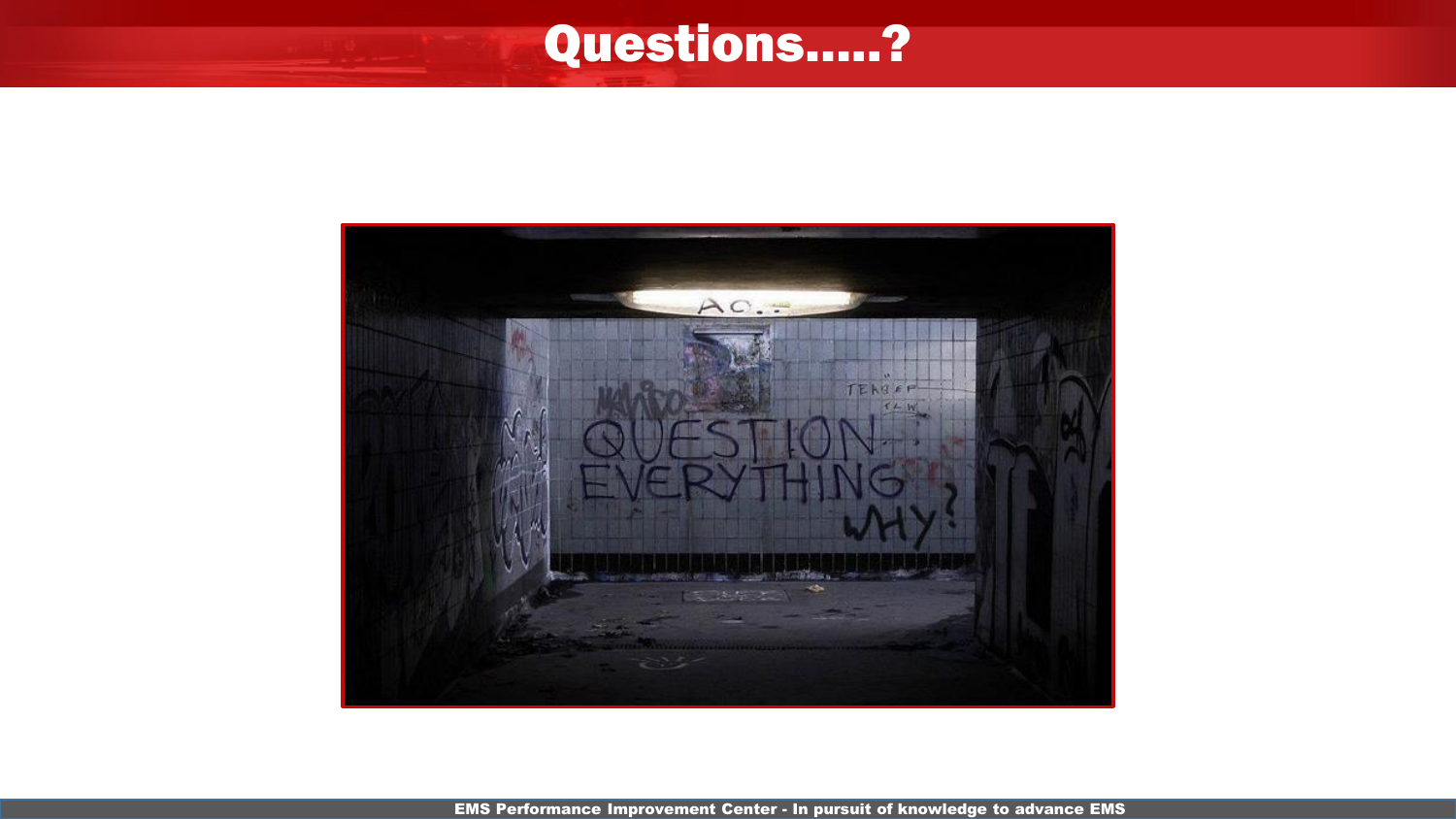# Questions.....?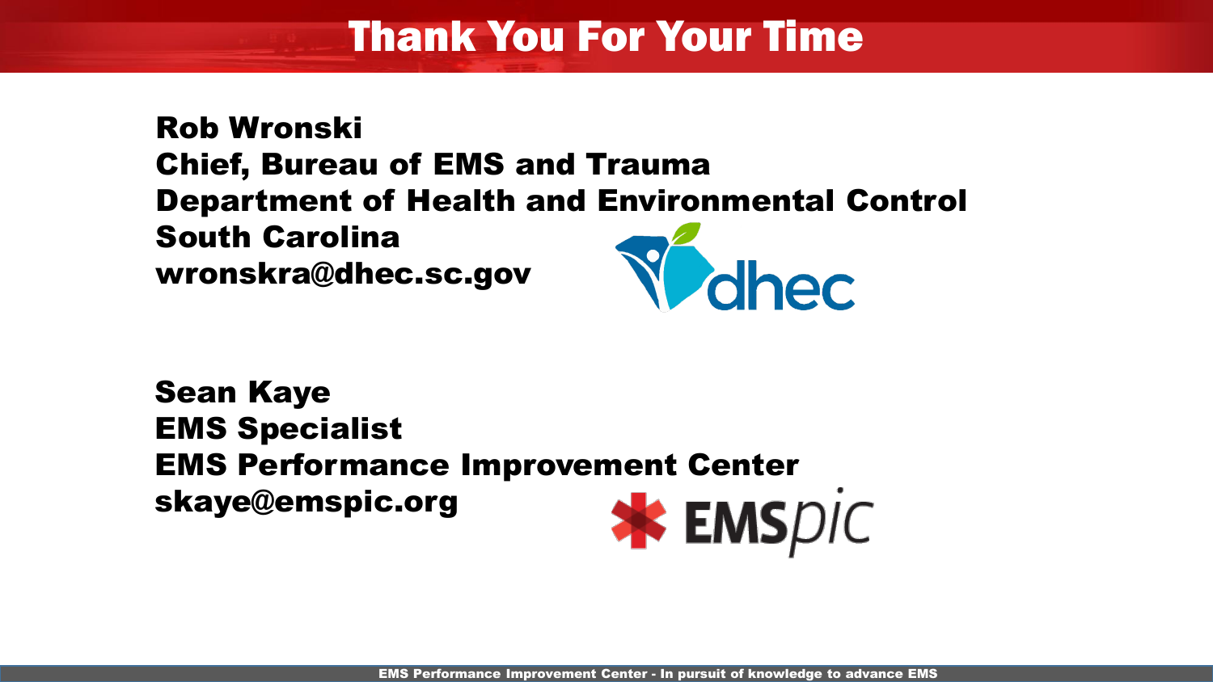# Thank You For Your Time

**Rob Wronski**
**Chief, Bureau of EMS and Trauma**
**Department of Health and Environmental Control**
**South Carolina**
**wronskra@dhec.sc.gov**

**Sean Kaye**
**EMS Specialist**
**EMS Performance Improvement Center**
**skaye@emspic.org**